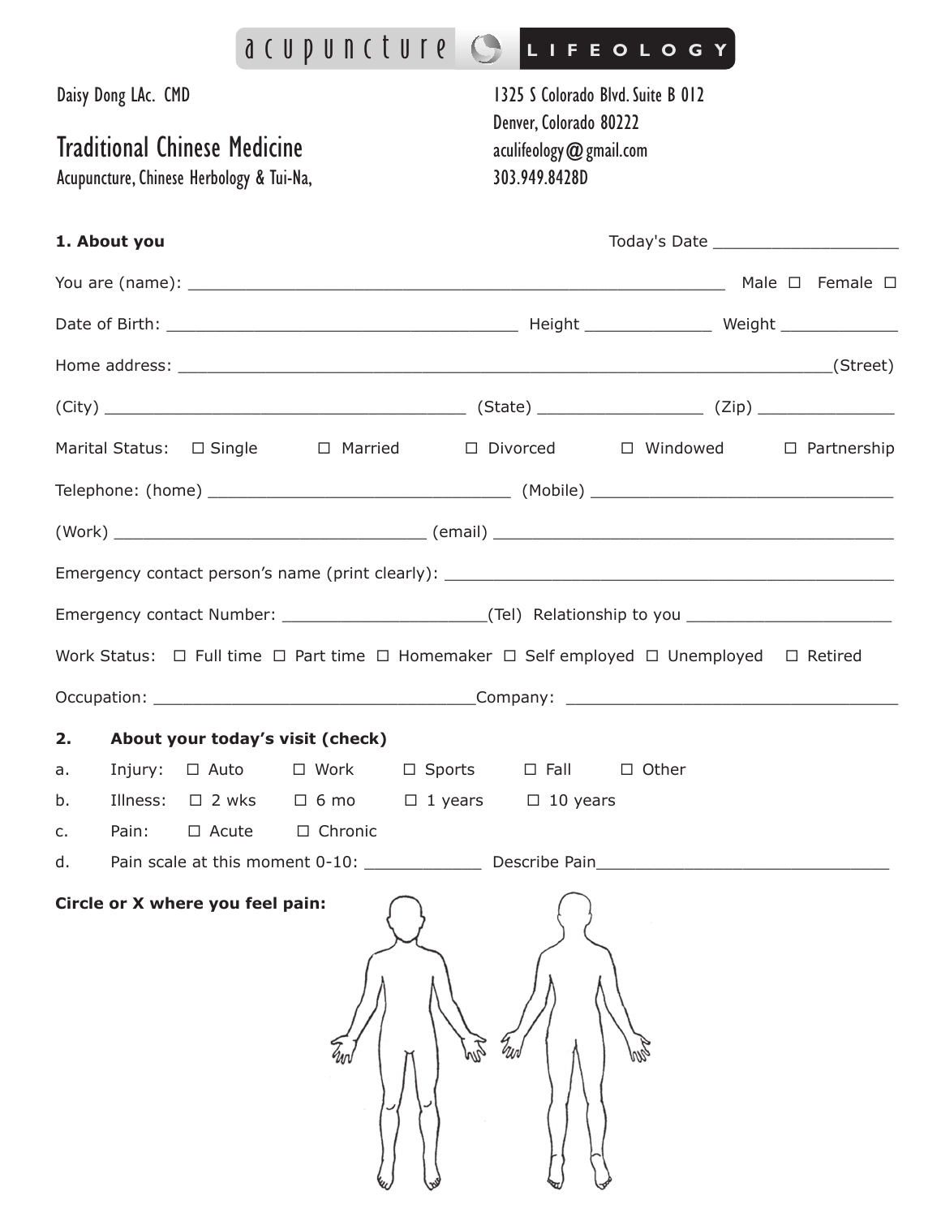acupuncture LIFEOLOGY

Daisy Dong LAc. CMD

# Traditional Chinese Medicine

Acupuncture, Chinese Herbology & Tui-Na,

1325 S Colorado Blvd. Suite B 012
Denver, Colorado 80222
aculifeology@gmail.com
303.949.8428D

**1. About you** Today's Date ___________________

You are (name): _______________________________________________________ Male ☐ Female ☐

Date of Birth: ____________________________________ Height _____________ Weight ____________

Home address: ____________________________________________________________________(Street)

(City) _____________________________________ (State) _________________ (Zip) ______________

Marital Status: ☐ Single ☐ Married ☐ Divorced ☐ Windowed ☐ Partnership

Telephone: (home) _______________________________ (Mobile) _______________________________

(Work) ________________________________ (email) __________________________________________

Emergency contact person's name (print clearly): _____________________________________________

Emergency contact Number: ____________________(Tel) Relationship to you _____________________

Work Status: ☐ Full time ☐ Part time ☐ Homemaker ☐ Self employed ☐ Unemployed ☐ Retired

Occupation: _________________________________Company: __________________________________

**2. About your today's visit (check)**

a. Injury: ☐ Auto ☐ Work ☐ Sports ☐ Fall ☐ Other

b. Illness: ☐ 2 wks ☐ 6 mo ☐ 1 years ☐ 10 years

c. Pain: ☐ Acute ☐ Chronic

d. Pain scale at this moment 0-10: ____________ Describe Pain______________________________

**Circle or X where you feel pain:**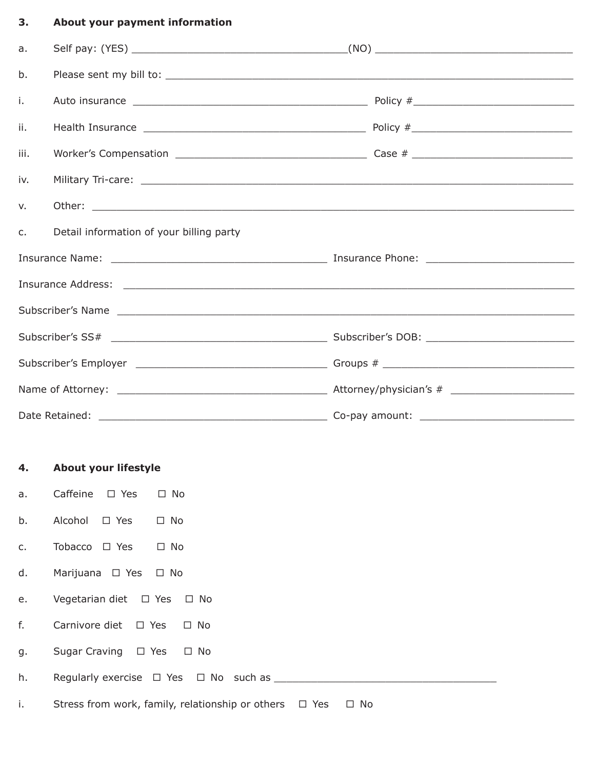### 3. About your payment information

a. Self pay: (YES) ____________________________________(NO) __________________________________

b. Please sent my bill to: ________________________________________________________________________

i. Auto insurance ________________________________________ Policy #___________________________

ii. Health Insurance ______________________________________ Policy #___________________________

iii. Worker's Compensation _________________________________ Case # ___________________________

iv. Military Tri-care: _______________________________________________________________________

v. Other: _________________________________________________________________________________

c. Detail information of your billing party

Insurance Name: _____________________________________ Insurance Phone: __________________________

Insurance Address: ______________________________________________________________________________

Subscriber's Name _______________________________________________________________________________

Subscriber's SS# _____________________________________ Subscriber's DOB: __________________________

Subscriber's Employer _________________________________ Groups # _________________________________

Name of Attorney: ____________________________________ Attorney/physician's # _____________________

Date Retained: _______________________________________ Co-pay amount: ____________________________

### 4. About your lifestyle

a. Caffeine ☐ Yes ☐ No

b. Alcohol ☐ Yes ☐ No

c. Tobacco ☐ Yes ☐ No

d. Marijuana ☐ Yes ☐ No

e. Vegetarian diet ☐ Yes ☐ No

f. Carnivore diet ☐ Yes ☐ No

g. Sugar Craving ☐ Yes ☐ No

h. Regularly exercise ☐ Yes ☐ No such as ______________________________________

i. Stress from work, family, relationship or others ☐ Yes ☐ No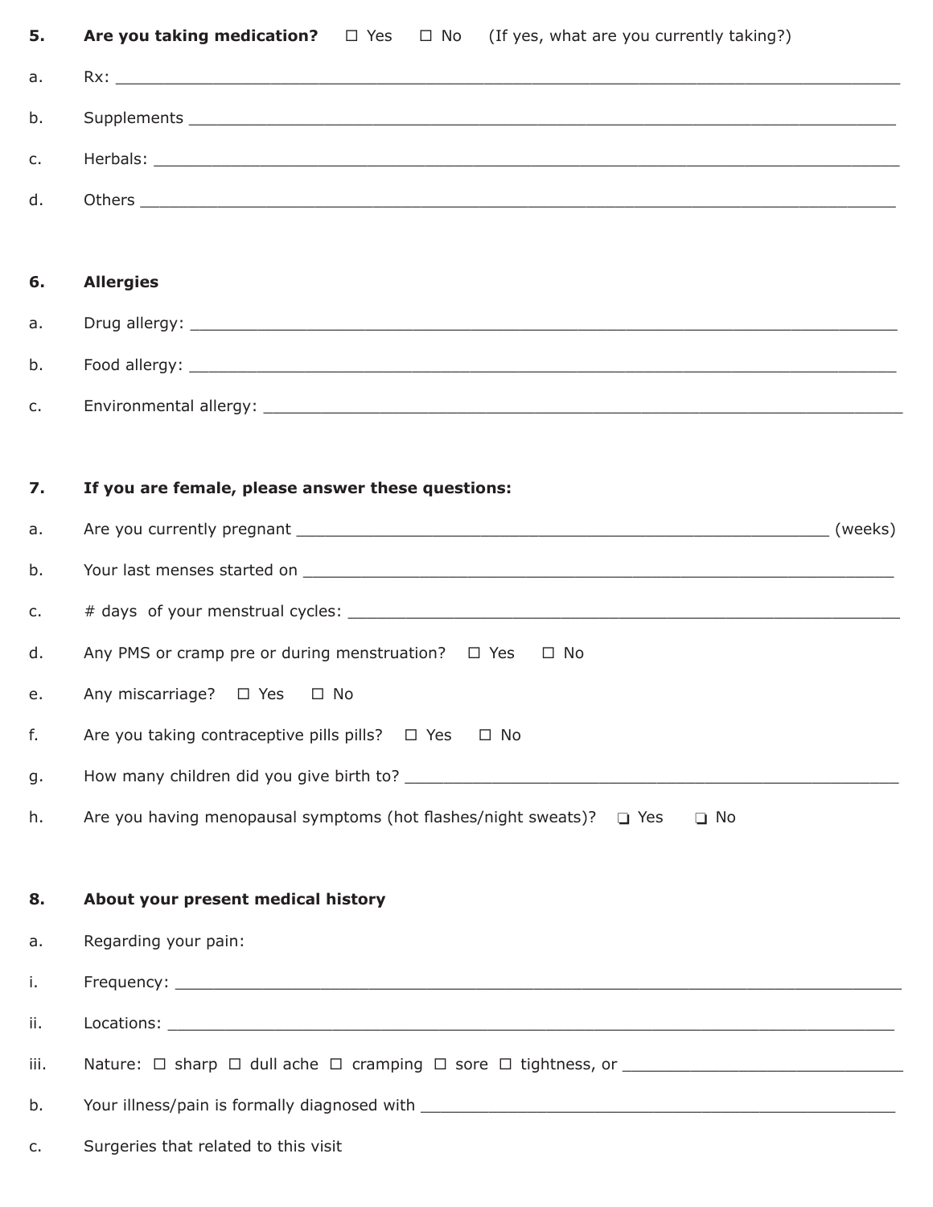5. **Are you taking medication?** ☐ Yes ☐ No (If yes, what are you currently taking?)

a. Rx: ____________________________________________________________________________

b. Supplements ______________________________________________________________________

c. Herbals: _________________________________________________________________________

d. Others __________________________________________________________________________

6. **Allergies**

a. Drug allergy: _____________________________________________________________________

b. Food allergy: _____________________________________________________________________

c. Environmental allergy: ______________________________________________________________

7. **If you are female, please answer these questions:**

a. Are you currently pregnant _______________________________________________ (weeks)

b. Your last menses started on ________________________________________________________

c. # days of your menstrual cycles: ____________________________________________________

d. Any PMS or cramp pre or during menstruation? ☐ Yes ☐ No

e. Any miscarriage? ☐ Yes ☐ No

f. Are you taking contraceptive pills pills? ☐ Yes ☐ No

g. How many children did you give birth to? ______________________________________________

h. Are you having menopausal symptoms (hot flashes/night sweats)? ❑ Yes ❑ No

8. **About your present medical history**

a. Regarding your pain:

i. Frequency: _______________________________________________________________________

ii. Locations: _______________________________________________________________________

iii. Nature: ☐ sharp ☐ dull ache ☐ cramping ☐ sore ☐ tightness, or _________________________

b. Your illness/pain is formally diagnosed with ______________________________________________

c. Surgeries that related to this visit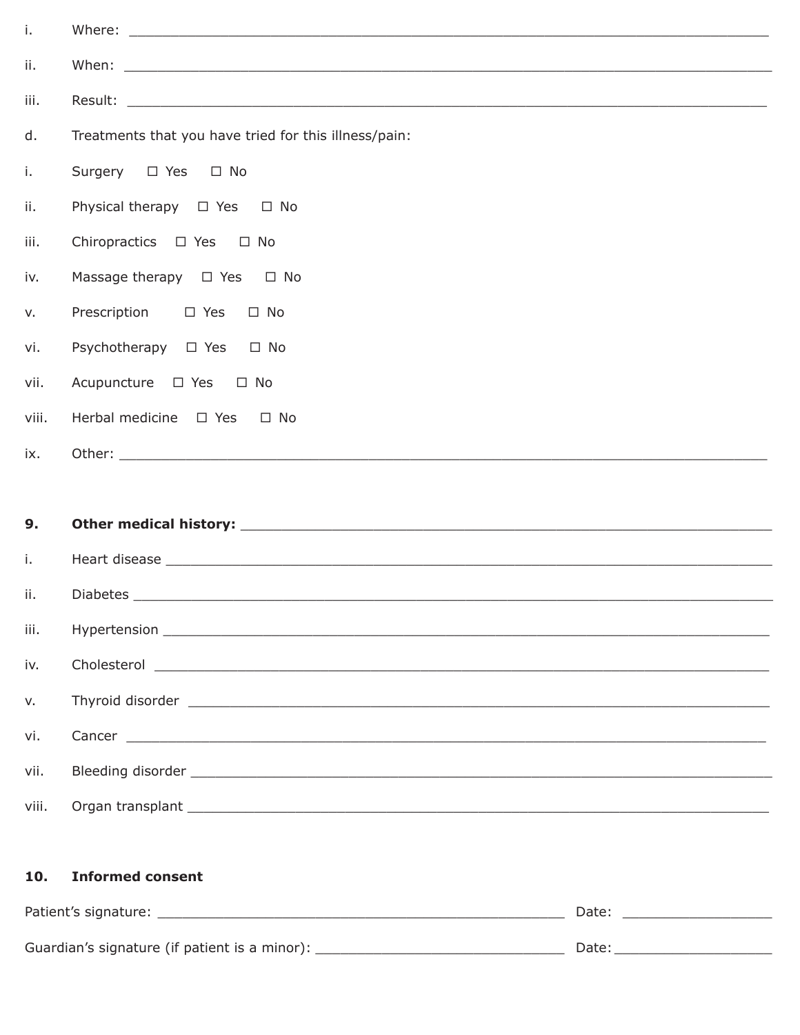i. Where: ______________________________________________

ii. When: ______________________________________________

iii. Result: ______________________________________________

d. Treatments that you have tried for this illness/pain:

i. Surgery ☐ Yes ☐ No

ii. Physical therapy ☐ Yes ☐ No

iii. Chiropractics ☐ Yes ☐ No

iv. Massage therapy ☐ Yes ☐ No

v. Prescription ☐ Yes ☐ No

vi. Psychotherapy ☐ Yes ☐ No

vii. Acupuncture ☐ Yes ☐ No

viii. Herbal medicine ☐ Yes ☐ No

ix. Other: ______________________________________________

**9. Other medical history:** ______________________________________________

i. Heart disease ______________________________________________

ii. Diabetes ______________________________________________

iii. Hypertension ______________________________________________

iv. Cholesterol ______________________________________________

v. Thyroid disorder ______________________________________________

vi. Cancer ______________________________________________

vii. Bleeding disorder ______________________________________________

viii. Organ transplant ______________________________________________

**10. Informed consent**

Patient's signature: ______________________________ Date: ______________

Guardian's signature (if patient is a minor): ______________________________ Date: ______________